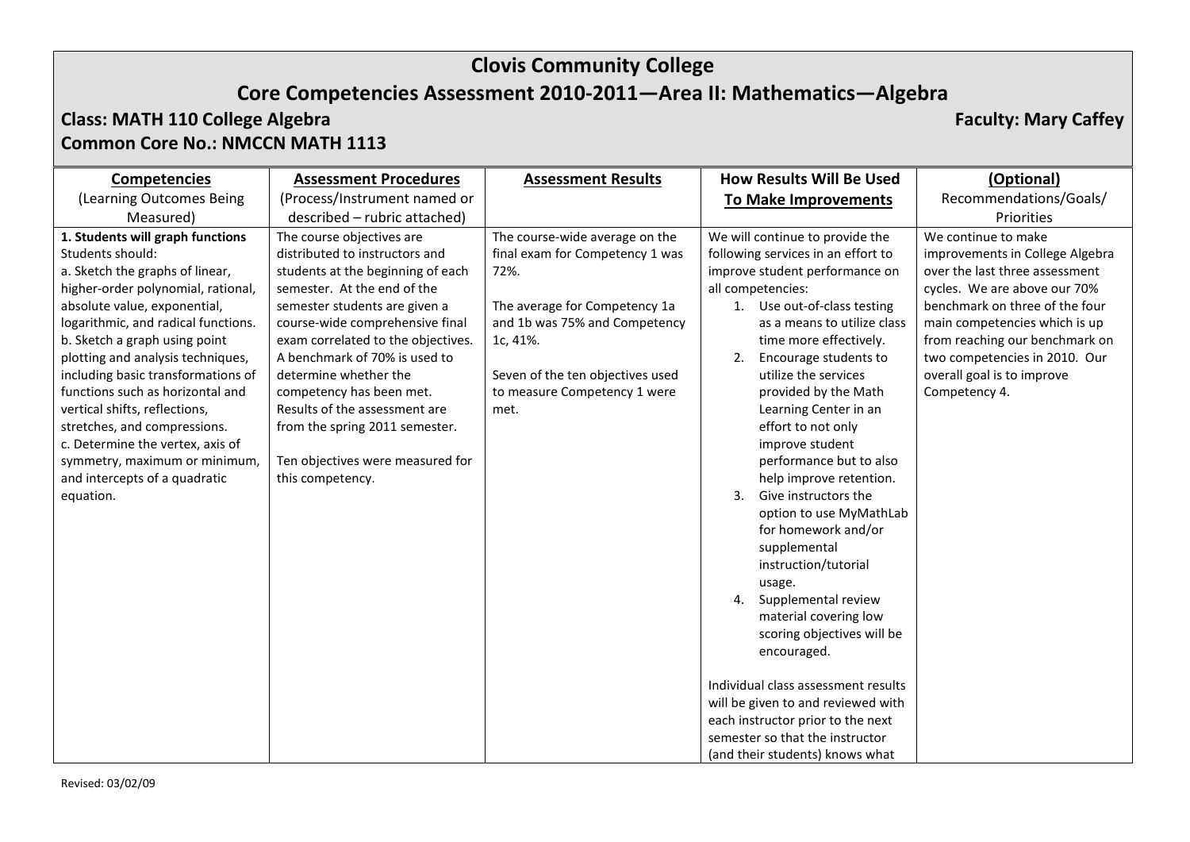# Clovis Community College

## Core Competencies Assessment 2010-2011—Area II: Mathematics—Algebra

**Class: MATH 110 College Algebra** **Faculty: Mary Caffey**

**Common Core No.: NMCCN MATH 1113**

| **Competencies** (Learning Outcomes Being Measured) | **Assessment Procedures** (Process/Instrument named or described – rubric attached) | **Assessment Results** | **How Results Will Be Used To Make Improvements** | **(Optional)** Recommendations/Goals/ Priorities |
|---|---|---|---|---|
| **1. Students will graph functions** Students should: a. Sketch the graphs of linear, higher-order polynomial, rational, absolute value, exponential, logarithmic, and radical functions. b. Sketch a graph using point plotting and analysis techniques, including basic transformations of functions such as horizontal and vertical shifts, reflections, stretches, and compressions. c. Determine the vertex, axis of symmetry, maximum or minimum, and intercepts of a quadratic equation. | The course objectives are distributed to instructors and students at the beginning of each semester. At the end of the semester students are given a course-wide comprehensive final exam correlated to the objectives. A benchmark of 70% is used to determine whether the competency has been met. Results of the assessment are from the spring 2011 semester. Ten objectives were measured for this competency. | The course-wide average on the final exam for Competency 1 was 72%. The average for Competency 1a and 1b was 75% and Competency 1c, 41%. Seven of the ten objectives used to measure Competency 1 were met. | We will continue to provide the following services in an effort to improve student performance on all competencies: 1. Use out-of-class testing as a means to utilize class time more effectively. 2. Encourage students to utilize the services provided by the Math Learning Center in an effort to not only improve student performance but to also help improve retention. 3. Give instructors the option to use MyMathLab for homework and/or supplemental instruction/tutorial usage. 4. Supplemental review material covering low scoring objectives will be encouraged. Individual class assessment results will be given to and reviewed with each instructor prior to the next semester so that the instructor (and their students) knows what | We continue to make improvements in College Algebra over the last three assessment cycles. We are above our 70% benchmark on three of the four main competencies which is up from reaching our benchmark on two competencies in 2010. Our overall goal is to improve Competency 4. |

Revised: 03/02/09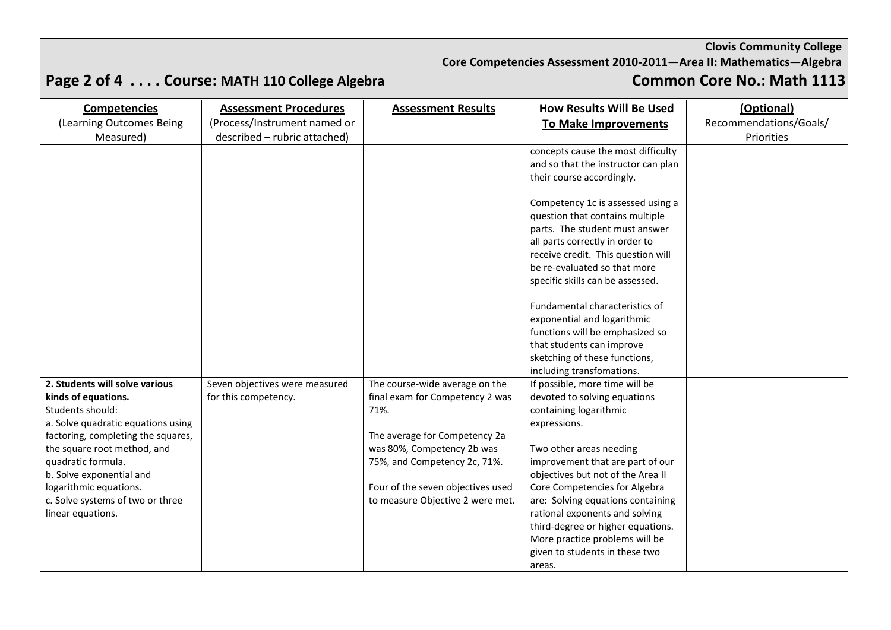**Clovis Community College**
**Core Competencies Assessment 2010-2011—Area II: Mathematics—Algebra**

## Course: MATH 110 College Algebra — Common Core No.: Math 1113

| **Competencies** (Learning Outcomes Being Measured) | **Assessment Procedures** (Process/Instrument named or described – rubric attached) | **Assessment Results** | **How Results Will Be Used To Make Improvements** | **(Optional)** Recommendations/Goals/ Priorities |
|---|---|---|---|---|
| | | | concepts cause the most difficulty and so that the instructor can plan their course accordingly.<br><br>Competency 1c is assessed using a question that contains multiple parts. The student must answer all parts correctly in order to receive credit. This question will be re-evaluated so that more specific skills can be assessed.<br><br>Fundamental characteristics of exponential and logarithmic functions will be emphasized so that students can improve sketching of these functions, including transfomations. | |
| **2. Students will solve various kinds of equations.**<br>Students should:<br>a. Solve quadratic equations using factoring, completing the squares, the square root method, and quadratic formula.<br>b. Solve exponential and logarithmic equations.<br>c. Solve systems of two or three linear equations. | Seven objectives were measured for this competency. | The course-wide average on the final exam for Competency 2 was 71%.<br><br>The average for Competency 2a was 80%, Competency 2b was 75%, and Competency 2c, 71%.<br><br>Four of the seven objectives used to measure Objective 2 were met. | If possible, more time will be devoted to solving equations containing logarithmic expressions.<br><br>Two other areas needing improvement that are part of our objectives but not of the Area II Core Competencies for Algebra are: Solving equations containing rational exponents and solving third-degree or higher equations. More practice problems will be given to students in these two areas. | |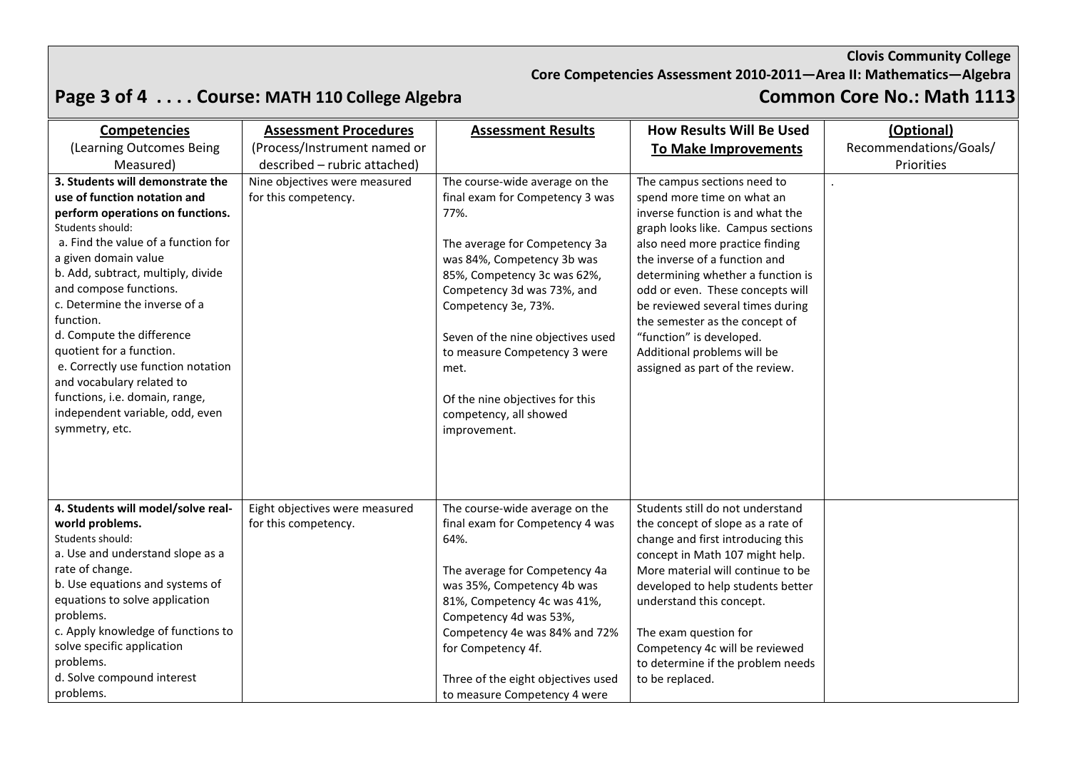| **Competencies** (Learning Outcomes Being Measured) | **Assessment Procedures** (Process/Instrument named or described – rubric attached) | **Assessment Results** | **How Results Will Be Used To Make Improvements** | **(Optional)** Recommendations/Goals/ Priorities |
|---|---|---|---|---|
| **3. Students will demonstrate the use of function notation and perform operations on functions.** Students should: a. Find the value of a function for a given domain value b. Add, subtract, multiply, divide and compose functions. c. Determine the inverse of a function. d. Compute the difference quotient for a function. e. Correctly use function notation and vocabulary related to functions, i.e. domain, range, independent variable, odd, even symmetry, etc. | Nine objectives were measured for this competency. | The course-wide average on the final exam for Competency 3 was 77%. The average for Competency 3a was 84%, Competency 3b was 85%, Competency 3c was 62%, Competency 3d was 73%, and Competency 3e, 73%. Seven of the nine objectives used to measure Competency 3 were met. Of the nine objectives for this competency, all showed improvement. | The campus sections need to spend more time on what an inverse function is and what the graph looks like. Campus sections also need more practice finding the inverse of a function and determining whether a function is odd or even. These concepts will be reviewed several times during the semester as the concept of "function" is developed. Additional problems will be assigned as part of the review. | . |
| **4. Students will model/solve real-world problems.** Students should: a. Use and understand slope as a rate of change. b. Use equations and systems of equations to solve application problems. c. Apply knowledge of functions to solve specific application problems. d. Solve compound interest problems. | Eight objectives were measured for this competency. | The course-wide average on the final exam for Competency 4 was 64%. The average for Competency 4a was 35%, Competency 4b was 81%, Competency 4c was 41%, Competency 4d was 53%, Competency 4e was 84% and 72% for Competency 4f. Three of the eight objectives used to measure Competency 4 were | Students still do not understand the concept of slope as a rate of change and first introducing this concept in Math 107 might help. More material will continue to be developed to help students better understand this concept. The exam question for Competency 4c will be reviewed to determine if the problem needs to be replaced. | |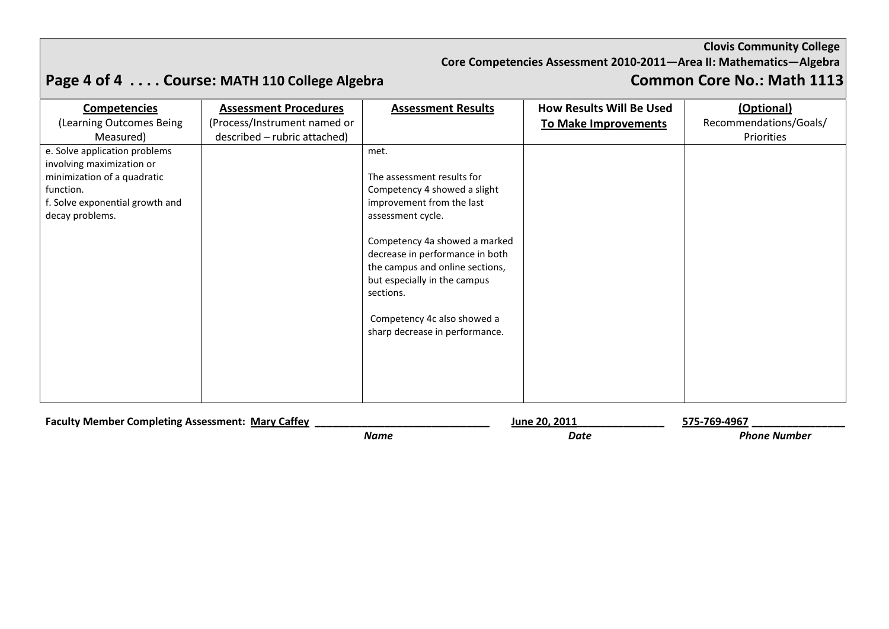**Clovis Community College**
**Core Competencies Assessment 2010-2011—Area II: Mathematics—Algebra**

## Page 4 of 4 . . . . Course: MATH 110 College Algebra — Common Core No.: Math 1113

| **Competencies** (Learning Outcomes Being Measured) | **Assessment Procedures** (Process/Instrument named or described – rubric attached) | **Assessment Results** | **How Results Will Be Used To Make Improvements** | **(Optional)** Recommendations/Goals/ Priorities |
|---|---|---|---|---|
| e. Solve application problems involving maximization or minimization of a quadratic function.<br>f. Solve exponential growth and decay problems. | | met.<br><br>The assessment results for Competency 4 showed a slight improvement from the last assessment cycle.<br><br>Competency 4a showed a marked decrease in performance in both the campus and online sections, but especially in the campus sections.<br><br>Competency 4c also showed a sharp decrease in performance. | | |

**Faculty Member Completing Assessment:** Mary Caffey (*Name*) — June 20, 2011 (*Date*) — 575-769-4967 (*Phone Number*)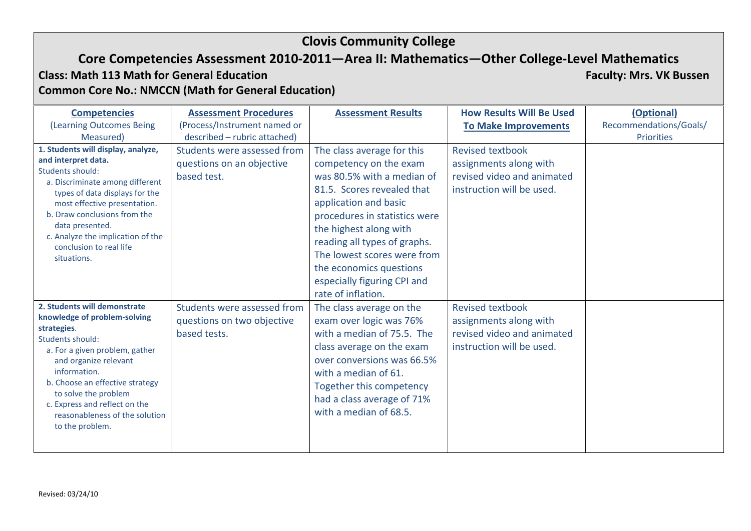# Clovis Community College

## Core Competencies Assessment 2010-2011—Area II: Mathematics—Other College-Level Mathematics

**Class: Math 113 Math for General Education** **Faculty: Mrs. VK Bussen**

**Common Core No.: NMCCN (Math for General Education)**

| **Competencies** (Learning Outcomes Being Measured) | **Assessment Procedures** (Process/Instrument named or described – rubric attached) | **Assessment Results** | **How Results Will Be Used To Make Improvements** | **(Optional)** Recommendations/Goals/ Priorities |
|---|---|---|---|---|
| **1. Students will display, analyze, and interpret data.** Students should: a. Discriminate among different types of data displays for the most effective presentation. b. Draw conclusions from the data presented. c. Analyze the implication of the conclusion to real life situations. | Students were assessed from questions on an objective based test. | The class average for this competency on the exam was 80.5% with a median of 81.5. Scores revealed that application and basic procedures in statistics were the highest along with reading all types of graphs. The lowest scores were from the economics questions especially figuring CPI and rate of inflation. | Revised textbook assignments along with revised video and animated instruction will be used. | |
| **2. Students will demonstrate knowledge of problem-solving strategies**. Students should: a. For a given problem, gather and organize relevant information. b. Choose an effective strategy to solve the problem c. Express and reflect on the reasonableness of the solution to the problem. | Students were assessed from questions on two objective based tests. | The class average on the exam over logic was 76% with a median of 75.5. The class average on the exam over conversions was 66.5% with a median of 61. Together this competency had a class average of 71% with a median of 68.5. | Revised textbook assignments along with revised video and animated instruction will be used. | |

Revised: 03/24/10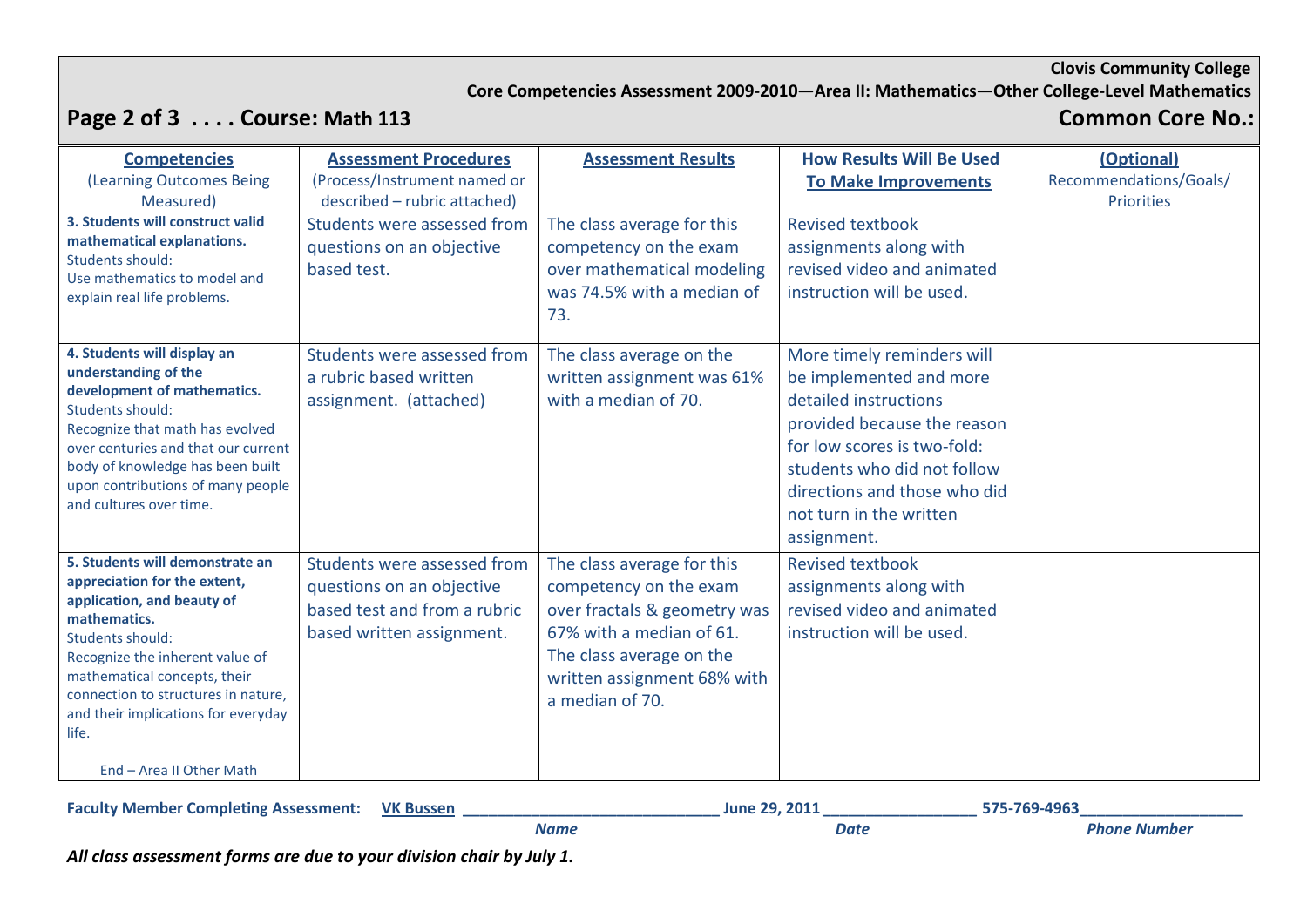**Clovis Community College**

**Core Competencies Assessment 2009-2010—Area II: Mathematics—Other College-Level Mathematics**

## Page 2 of 3 . . . . Course: Math 113 — Common Core No.:

| **Competencies** (Learning Outcomes Being Measured) | **Assessment Procedures** (Process/Instrument named or described – rubric attached) | **Assessment Results** | **How Results Will Be Used To Make Improvements** | **(Optional)** Recommendations/Goals/ Priorities |
|---|---|---|---|---|
| **3. Students will construct valid mathematical explanations.** Students should: Use mathematics to model and explain real life problems. | Students were assessed from questions on an objective based test. | The class average for this competency on the exam over mathematical modeling was 74.5% with a median of 73. | Revised textbook assignments along with revised video and animated instruction will be used. | |
| **4. Students will display an understanding of the development of mathematics.** Students should: Recognize that math has evolved over centuries and that our current body of knowledge has been built upon contributions of many people and cultures over time. | Students were assessed from a rubric based written assignment. (attached) | The class average on the written assignment was 61% with a median of 70. | More timely reminders will be implemented and more detailed instructions provided because the reason for low scores is two-fold: students who did not follow directions and those who did not turn in the written assignment. | |
| **5. Students will demonstrate an appreciation for the extent, application, and beauty of mathematics.** Students should: Recognize the inherent value of mathematical concepts, their connection to structures in nature, and their implications for everyday life. End – Area II Other Math | Students were assessed from questions on an objective based test and from a rubric based written assignment. | The class average for this competency on the exam over fractals & geometry was 67% with a median of 61. The class average on the written assignment 68% with a median of 70. | Revised textbook assignments along with revised video and animated instruction will be used. | |

**Faculty Member Completing Assessment:** VK Bussen (*Name*) — June 29, 2011 (*Date*) — 575-769-4963 (*Phone Number*)

***All class assessment forms are due to your division chair by July 1.***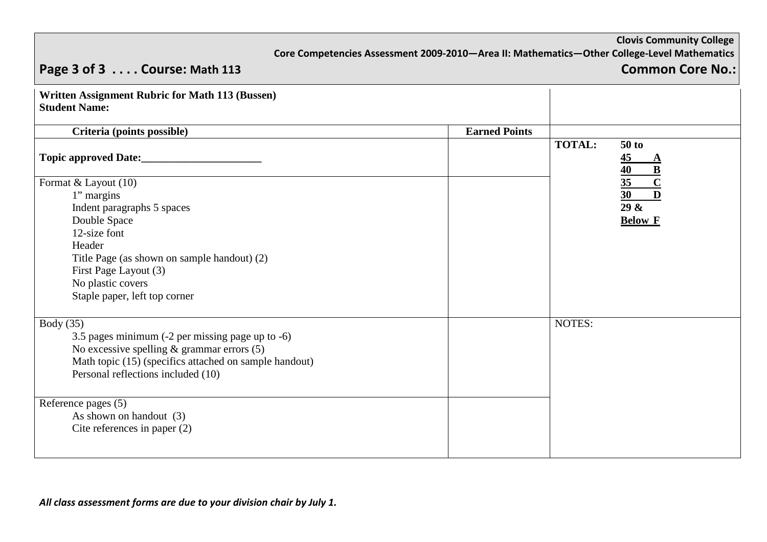**Written Assignment Rubric for Math 113 (Bussen)**
**Student Name:**

| Criteria (points possible) | Earned Points | |
|---|---|---|
| **Topic approved Date:______________________** | | **TOTAL:** **50 to** **45 A** **40 B** **35 C** **30 D** **29 & Below F** |
| Format & Layout (10)<br>1" margins<br>Indent paragraphs 5 spaces<br>Double Space<br>12-size font<br>Header<br>Title Page (as shown on sample handout) (2)<br>First Page Layout (3)<br>No plastic covers<br>Staple paper, left top corner | | |
| Body (35)<br>3.5 pages minimum (-2 per missing page up to -6)<br>No excessive spelling & grammar errors (5)<br>Math topic (15) (specifics attached on sample handout)<br>Personal reflections included (10) | | NOTES: |
| Reference pages (5)<br>As shown on handout (3)<br>Cite references in paper (2) | | |

***All class assessment forms are due to your division chair by July 1.***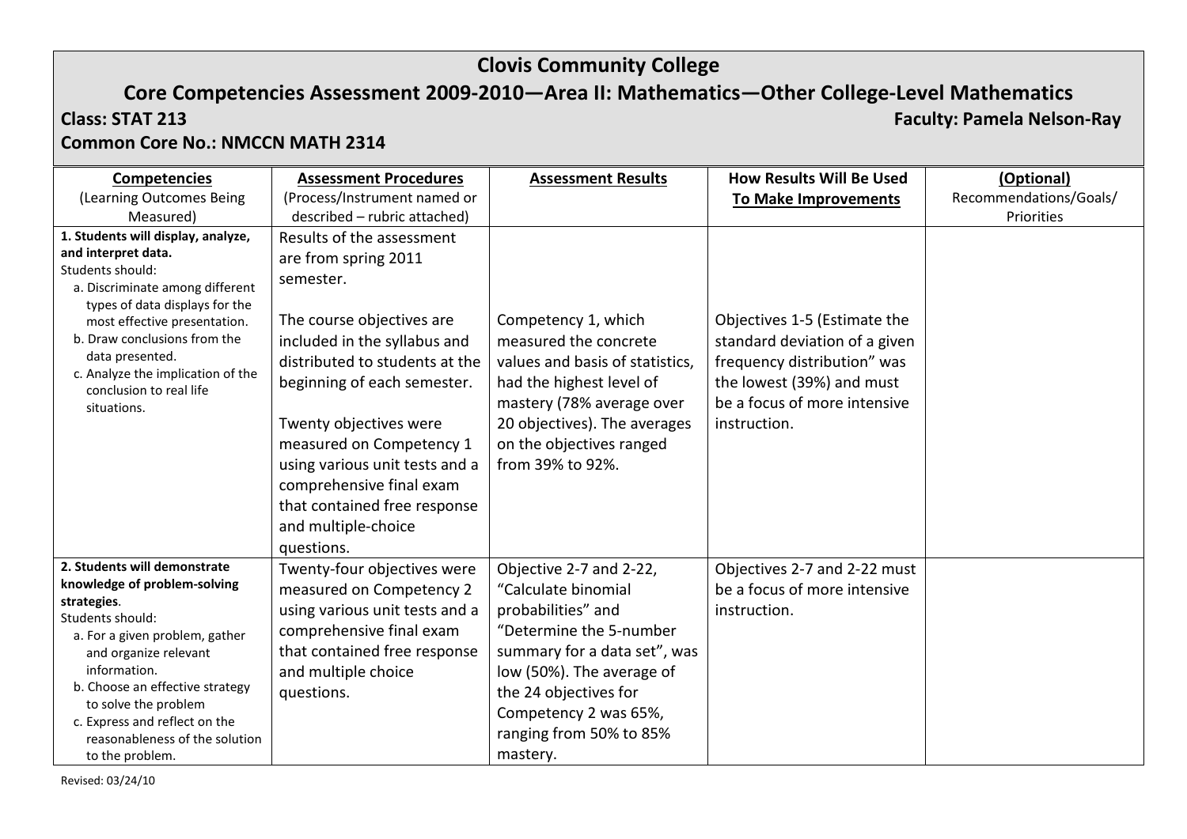# Clovis Community College

## Core Competencies Assessment 2009-2010—Area II: Mathematics—Other College-Level Mathematics

**Class: STAT 213** **Faculty: Pamela Nelson-Ray**

**Common Core No.: NMCCN MATH 2314**

| **Competencies** (Learning Outcomes Being Measured) | **Assessment Procedures** (Process/Instrument named or described – rubric attached) | **Assessment Results** | **How Results Will Be Used To Make Improvements** | **(Optional)** Recommendations/Goals/ Priorities |
|---|---|---|---|---|
| **1. Students will display, analyze, and interpret data.** Students should: a. Discriminate among different types of data displays for the most effective presentation. b. Draw conclusions from the data presented. c. Analyze the implication of the conclusion to real life situations. | Results of the assessment are from spring 2011 semester. The course objectives are included in the syllabus and distributed to students at the beginning of each semester. Twenty objectives were measured on Competency 1 using various unit tests and a comprehensive final exam that contained free response and multiple-choice questions. | Competency 1, which measured the concrete values and basis of statistics, had the highest level of mastery (78% average over 20 objectives). The averages on the objectives ranged from 39% to 92%. | Objectives 1-5 (Estimate the standard deviation of a given frequency distribution" was the lowest (39%) and must be a focus of more intensive instruction. | |
| **2. Students will demonstrate knowledge of problem-solving strategies**. Students should: a. For a given problem, gather and organize relevant information. b. Choose an effective strategy to solve the problem c. Express and reflect on the reasonableness of the solution to the problem. | Twenty-four objectives were measured on Competency 2 using various unit tests and a comprehensive final exam that contained free response and multiple choice questions. | Objective 2-7 and 2-22, "Calculate binomial probabilities" and "Determine the 5-number summary for a data set", was low (50%). The average of the 24 objectives for Competency 2 was 65%, ranging from 50% to 85% mastery. | Objectives 2-7 and 2-22 must be a focus of more intensive instruction. | |

Revised: 03/24/10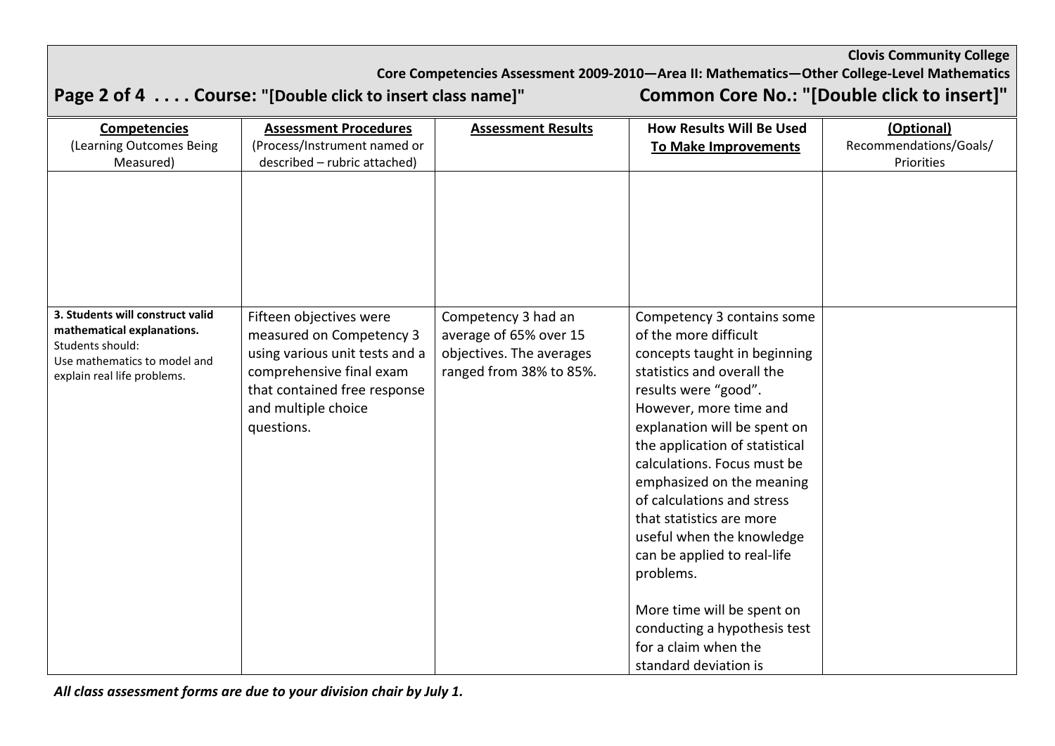**Clovis Community College**

**Core Competencies Assessment 2009-2010—Area II: Mathematics—Other College-Level Mathematics**

**Page 2 of 4 . . . . Course: "[Double click to insert class name]"** **Common Core No.: "[Double click to insert]"**

| **Competencies** (Learning Outcomes Being Measured) | **Assessment Procedures** (Process/Instrument named or described – rubric attached) | **Assessment Results** | **How Results Will Be Used To Make Improvements** | **(Optional)** Recommendations/Goals/ Priorities |
|---|---|---|---|---|
| | | | | |
| **3. Students will construct valid mathematical explanations.** Students should: Use mathematics to model and explain real life problems. | Fifteen objectives were measured on Competency 3 using various unit tests and a comprehensive final exam that contained free response and multiple choice questions. | Competency 3 had an average of 65% over 15 objectives. The averages ranged from 38% to 85%. | Competency 3 contains some of the more difficult concepts taught in beginning statistics and overall the results were "good". However, more time and explanation will be spent on the application of statistical calculations. Focus must be emphasized on the meaning of calculations and stress that statistics are more useful when the knowledge can be applied to real-life problems.<br><br>More time will be spent on conducting a hypothesis test for a claim when the standard deviation is | |

***All class assessment forms are due to your division chair by July 1.***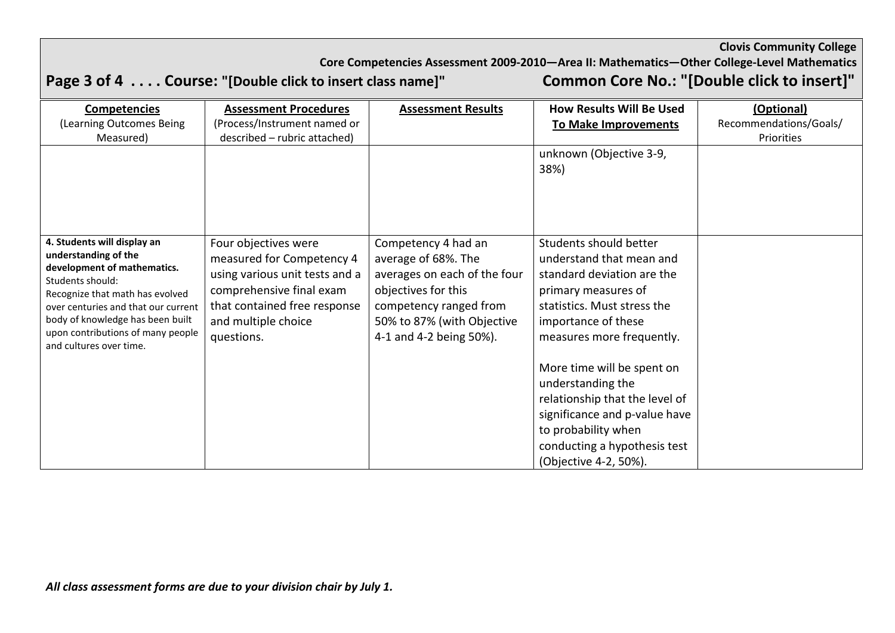**Clovis Community College**

**Core Competencies Assessment 2009-2010—Area II: Mathematics—Other College-Level Mathematics**

**Page 3 of 4 . . . . Course: "[Double click to insert class name]"** **Common Core No.: "[Double click to insert]"**

| **Competencies** (Learning Outcomes Being Measured) | **Assessment Procedures** (Process/Instrument named or described – rubric attached) | **Assessment Results** | **How Results Will Be Used To Make Improvements** | **(Optional)** Recommendations/Goals/ Priorities |
|---|---|---|---|---|
| | | | unknown (Objective 3-9, 38%) | |
| **4. Students will display an understanding of the development of mathematics.** Students should: Recognize that math has evolved over centuries and that our current body of knowledge has been built upon contributions of many people and cultures over time. | Four objectives were measured for Competency 4 using various unit tests and a comprehensive final exam that contained free response and multiple choice questions. | Competency 4 had an average of 68%. The averages on each of the four objectives for this competency ranged from 50% to 87% (with Objective 4-1 and 4-2 being 50%). | Students should better understand that mean and standard deviation are the primary measures of statistics. Must stress the importance of these measures more frequently.<br><br>More time will be spent on understanding the relationship that the level of significance and p-value have to probability when conducting a hypothesis test (Objective 4-2, 50%). | |

***All class assessment forms are due to your division chair by July 1.***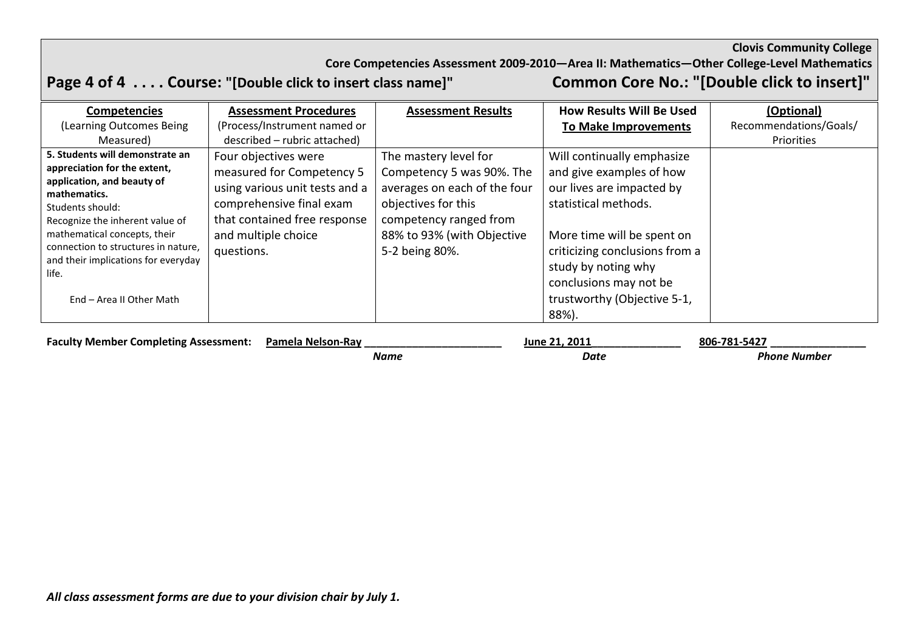Clovis Community College
Core Competencies Assessment 2009-2010—Area II: Mathematics—Other College-Level Mathematics

**Page 4 of 4 . . . . Course: "[Double click to insert class name]"** **Common Core No.: "[Double click to insert]"**

| **Competencies** (Learning Outcomes Being Measured) | **Assessment Procedures** (Process/Instrument named or described – rubric attached) | **Assessment Results** | **How Results Will Be Used To Make Improvements** | **(Optional)** Recommendations/Goals/ Priorities |
|---|---|---|---|---|
| **5. Students will demonstrate an appreciation for the extent, application, and beauty of mathematics.** Students should: Recognize the inherent value of mathematical concepts, their connection to structures in nature, and their implications for everyday life. End – Area II Other Math | Four objectives were measured for Competency 5 using various unit tests and a comprehensive final exam that contained free response and multiple choice questions. | The mastery level for Competency 5 was 90%. The averages on each of the four objectives for this competency ranged from 88% to 93% (with Objective 5-2 being 80%. | Will continually emphasize and give examples of how our lives are impacted by statistical methods. More time will be spent on criticizing conclusions from a study by noting why conclusions may not be trustworthy (Objective 5-1, 88%). | |

**Faculty Member Completing Assessment:** Pamela Nelson-Ray _______________________ (*Name*) June 21, 2011_______________ (*Date*) 806-781-5427 _______________ (*Phone Number*)

***All class assessment forms are due to your division chair by July 1.***